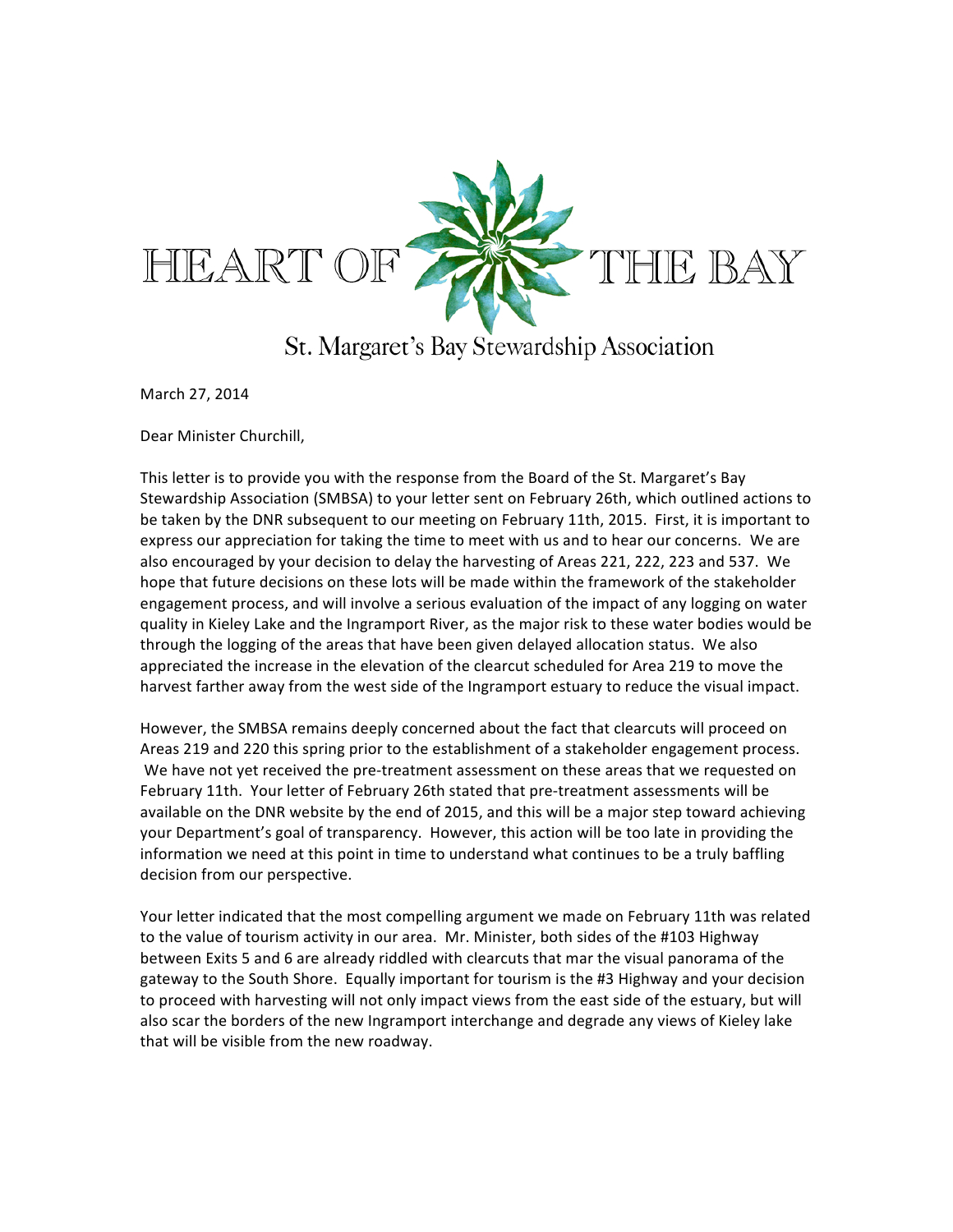# HEART OF THE BAY

St. Margaret's Bay Stewardship Association

March 27, 2014

Dear Minister Churchill,

This letter is to provide you with the response from the Board of the St. Margaret's Bay Stewardship Association (SMBSA) to your letter sent on February 26th, which outlined actions to be taken by the DNR subsequent to our meeting on February 11th, 2015. First, it is important to express our appreciation for taking the time to meet with us and to hear our concerns. We are also encouraged by your decision to delay the harvesting of Areas 221, 222, 223 and 537. We hope that future decisions on these lots will be made within the framework of the stakeholder engagement process, and will involve a serious evaluation of the impact of any logging on water quality in Kieley Lake and the Ingramport River, as the major risk to these water bodies would be through the logging of the areas that have been given delayed allocation status. We also appreciated the increase in the elevation of the clearcut scheduled for Area 219 to move the harvest farther away from the west side of the Ingramport estuary to reduce the visual impact.

However, the SMBSA remains deeply concerned about the fact that clearcuts will proceed on Areas 219 and 220 this spring prior to the establishment of a stakeholder engagement process. We have not yet received the pre-treatment assessment on these areas that we requested on February 11th. Your letter of February 26th stated that pre-treatment assessments will be available on the DNR website by the end of 2015, and this will be a major step toward achieving your Department's goal of transparency. However, this action will be too late in providing the information we need at this point in time to understand what continues to be a truly baffling decision from our perspective.

Your letter indicated that the most compelling argument we made on February 11th was related to the value of tourism activity in our area. Mr. Minister, both sides of the #103 Highway between Exits 5 and 6 are already riddled with clearcuts that mar the visual panorama of the gateway to the South Shore. Equally important for tourism is the #3 Highway and your decision to proceed with harvesting will not only impact views from the east side of the estuary, but will also scar the borders of the new Ingramport interchange and degrade any views of Kieley lake that will be visible from the new roadway.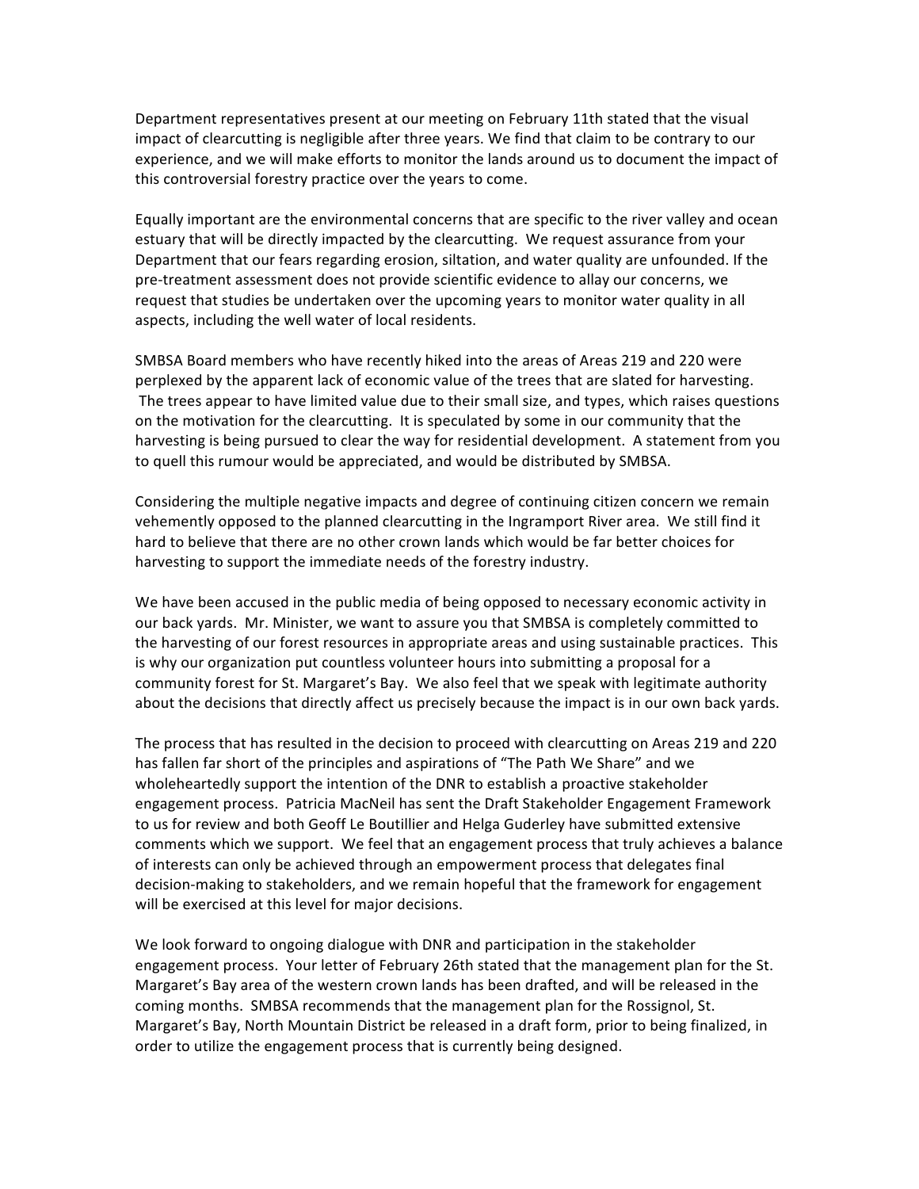Department representatives present at our meeting on February 11th stated that the visual impact of clearcutting is negligible after three years. We find that claim to be contrary to our experience, and we will make efforts to monitor the lands around us to document the impact of this controversial forestry practice over the years to come.

Equally important are the environmental concerns that are specific to the river valley and ocean estuary that will be directly impacted by the clearcutting. We request assurance from your Department that our fears regarding erosion, siltation, and water quality are unfounded. If the pre-treatment assessment does not provide scientific evidence to allay our concerns, we request that studies be undertaken over the upcoming years to monitor water quality in all aspects, including the well water of local residents.

SMBSA Board members who have recently hiked into the areas of Areas 219 and 220 were perplexed by the apparent lack of economic value of the trees that are slated for harvesting. The trees appear to have limited value due to their small size, and types, which raises questions on the motivation for the clearcutting. It is speculated by some in our community that the harvesting is being pursued to clear the way for residential development. A statement from you to quell this rumour would be appreciated, and would be distributed by SMBSA.

Considering the multiple negative impacts and degree of continuing citizen concern we remain vehemently opposed to the planned clearcutting in the Ingramport River area. We still find it hard to believe that there are no other crown lands which would be far better choices for harvesting to support the immediate needs of the forestry industry.

We have been accused in the public media of being opposed to necessary economic activity in our back yards. Mr. Minister, we want to assure you that SMBSA is completely committed to the harvesting of our forest resources in appropriate areas and using sustainable practices. This is why our organization put countless volunteer hours into submitting a proposal for a community forest for St. Margaret's Bay. We also feel that we speak with legitimate authority about the decisions that directly affect us precisely because the impact is in our own back yards.

The process that has resulted in the decision to proceed with clearcutting on Areas 219 and 220 has fallen far short of the principles and aspirations of "The Path We Share" and we wholeheartedly support the intention of the DNR to establish a proactive stakeholder engagement process. Patricia MacNeil has sent the Draft Stakeholder Engagement Framework to us for review and both Geoff Le Boutillier and Helga Guderley have submitted extensive comments which we support. We feel that an engagement process that truly achieves a balance of interests can only be achieved through an empowerment process that delegates final decision-making to stakeholders, and we remain hopeful that the framework for engagement will be exercised at this level for major decisions.

We look forward to ongoing dialogue with DNR and participation in the stakeholder engagement process. Your letter of February 26th stated that the management plan for the St. Margaret's Bay area of the western crown lands has been drafted, and will be released in the coming months. SMBSA recommends that the management plan for the Rossignol, St. Margaret's Bay, North Mountain District be released in a draft form, prior to being finalized, in order to utilize the engagement process that is currently being designed.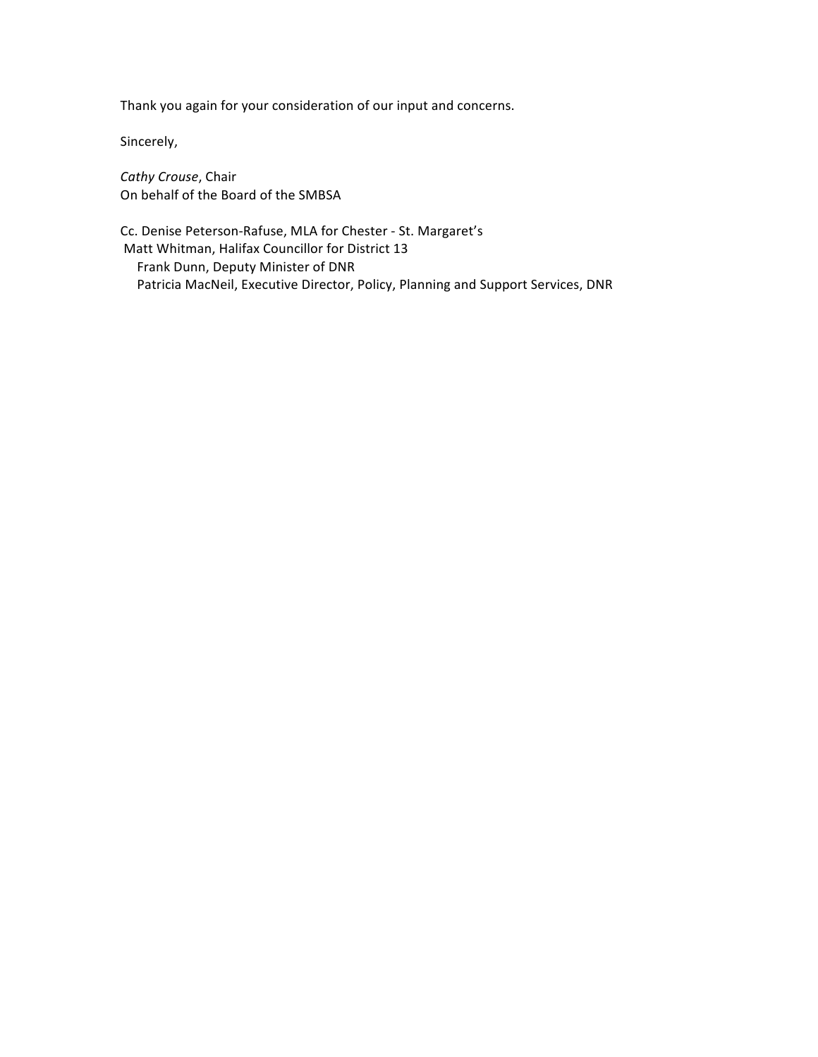Thank you again for your consideration of our input and concerns.

Sincerely,

*Cathy Crouse*, Chair
On behalf of the Board of the SMBSA

Cc. Denise Peterson-Rafuse, MLA for Chester - St. Margaret's
Matt Whitman, Halifax Councillor for District 13
Frank Dunn, Deputy Minister of DNR
Patricia MacNeil, Executive Director, Policy, Planning and Support Services, DNR